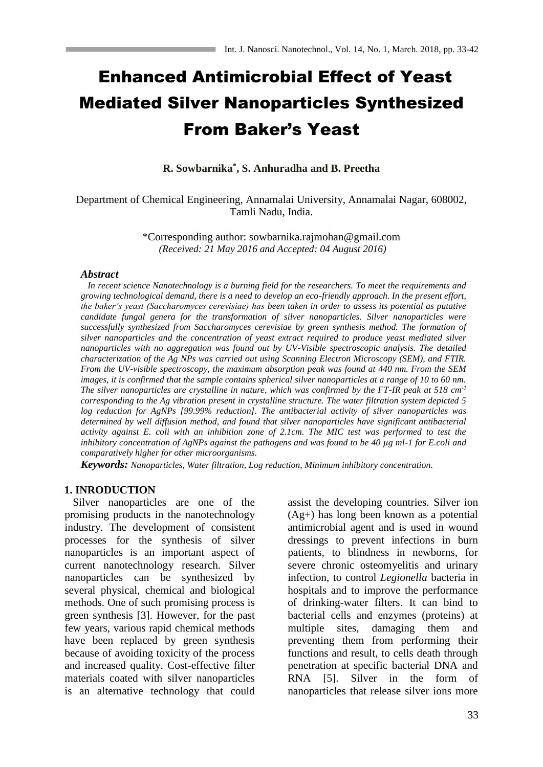# Enhanced Antimicrobial Effect of Yeast Mediated Silver Nanoparticles Synthesized From Baker's Yeast

**R. Sowbarnika[*], S. Anhuradha and B. Preetha**

Department of Chemical Engineering, Annamalai University, Annamalai Nagar, 608002, Tamli Nadu, India.

*Corresponding author: sowbarnika.rajmohan@gmail.com

*(Received: 21 May 2016 and Accepted: 04 August 2016)*

### Abstract

*In recent science Nanotechnology is a burning field for the researchers. To meet the requirements and growing technological demand, there is a need to develop an eco-friendly approach. In the present effort, the baker's yeast (Saccharomyces cerevisiae) has been taken in order to assess its potential as putative candidate fungal genera for the transformation of silver nanoparticles. Silver nanoparticles were successfully synthesized from Saccharomyces cerevisiae by green synthesis method. The formation of silver nanoparticles and the concentration of yeast extract required to produce yeast mediated silver nanoparticles with no aggregation was found out by UV-Visible spectroscopic analysis. The detailed characterization of the Ag NPs was carried out using Scanning Electron Microscopy (SEM), and FTIR. From the UV-visible spectroscopy, the maximum absorption peak was found at 440 nm. From the SEM images, it is confirmed that the sample contains spherical silver nanoparticles at a range of 10 to 60 nm. The silver nanoparticles are crystalline in nature, which was confirmed by the FT-IR peak at 518 $cm^{-1}$ corresponding to the Ag vibration present in crystalline structure. The water filtration system depicted 5 log reduction for AgNPs [99.99% reduction]. The antibacterial activity of silver nanoparticles was determined by well diffusion method, and found that silver nanoparticles have significant antibacterial activity against E. coli with an inhibition zone of 2.1cm. The MIC test was performed to test the inhibitory concentration of AgNPs against the pathogens and was found to be 40 µg ml-1 for E.coli and comparatively higher for other microorganisms.*

***Keywords:*** *Nanoparticles, Water filtration, Log reduction, Minimum inhibitory concentration.*

## 1. INRODUCTION

Silver nanoparticles are one of the promising products in the nanotechnology industry. The development of consistent processes for the synthesis of silver nanoparticles is an important aspect of current nanotechnology research. Silver nanoparticles can be synthesized by several physical, chemical and biological methods. One of such promising process is green synthesis [3]. However, for the past few years, various rapid chemical methods have been replaced by green synthesis because of avoiding toxicity of the process and increased quality. Cost-effective filter materials coated with silver nanoparticles is an alternative technology that could assist the developing countries. Silver ion ($Ag^+$) has long been known as a potential antimicrobial agent and is used in wound dressings to prevent infections in burn patients, to blindness in newborns, for severe chronic osteomyelitis and urinary infection, to control *Legionella* bacteria in hospitals and to improve the performance of drinking-water filters. It can bind to bacterial cells and enzymes (proteins) at multiple sites, damaging them and preventing them from performing their functions and result, to cells death through penetration at specific bacterial DNA and RNA [5]. Silver in the form of nanoparticles that release silver ions more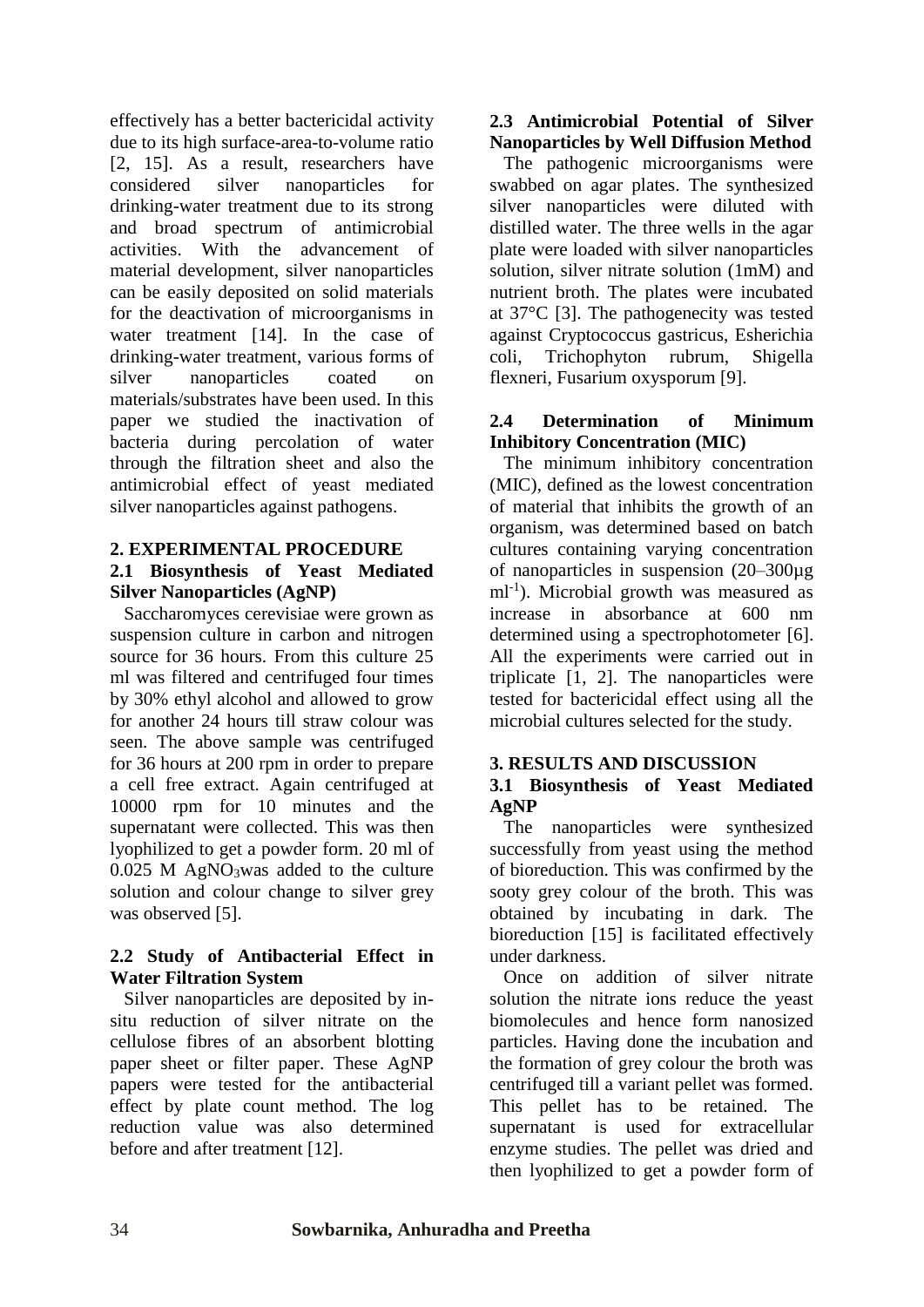effectively has a better bactericidal activity due to its high surface-area-to-volume ratio [2, 15]. As a result, researchers have considered silver nanoparticles for drinking-water treatment due to its strong and broad spectrum of antimicrobial activities. With the advancement of material development, silver nanoparticles can be easily deposited on solid materials for the deactivation of microorganisms in water treatment [14]. In the case of drinking-water treatment, various forms of silver nanoparticles coated on materials/substrates have been used. In this paper we studied the inactivation of bacteria during percolation of water through the filtration sheet and also the antimicrobial effect of yeast mediated silver nanoparticles against pathogens.

## 2. EXPERIMENTAL PROCEDURE

### 2.1 Biosynthesis of Yeast Mediated Silver Nanoparticles (AgNP)

Saccharomyces cerevisiae were grown as suspension culture in carbon and nitrogen source for 36 hours. From this culture 25 ml was filtered and centrifuged four times by 30% ethyl alcohol and allowed to grow for another 24 hours till straw colour was seen. The above sample was centrifuged for 36 hours at 200 rpm in order to prepare a cell free extract. Again centrifuged at 10000 rpm for 10 minutes and the supernatant were collected. This was then lyophilized to get a powder form. 20 ml of 0.025 M $AgNO_3$was added to the culture solution and colour change to silver grey was observed [5].

### 2.2 Study of Antibacterial Effect in Water Filtration System

Silver nanoparticles are deposited by in-situ reduction of silver nitrate on the cellulose fibres of an absorbent blotting paper sheet or filter paper. These AgNP papers were tested for the antibacterial effect by plate count method. The log reduction value was also determined before and after treatment [12].

### 2.3 Antimicrobial Potential of Silver Nanoparticles by Well Diffusion Method

The pathogenic microorganisms were swabbed on agar plates. The synthesized silver nanoparticles were diluted with distilled water. The three wells in the agar plate were loaded with silver nanoparticles solution, silver nitrate solution (1mM) and nutrient broth. The plates were incubated at 37°C [3]. The pathogenecity was tested against Cryptococcus gastricus, Esherichia coli, Trichophyton rubrum, Shigella flexneri, Fusarium oxysporum [9].

### 2.4 Determination of Minimum Inhibitory Concentration (MIC)

The minimum inhibitory concentration (MIC), defined as the lowest concentration of material that inhibits the growth of an organism, was determined based on batch cultures containing varying concentration of nanoparticles in suspension (20–300µg $ml^{-1}$). Microbial growth was measured as increase in absorbance at 600 nm determined using a spectrophotometer [6]. All the experiments were carried out in triplicate [1, 2]. The nanoparticles were tested for bactericidal effect using all the microbial cultures selected for the study.

## 3. RESULTS AND DISCUSSION

### 3.1 Biosynthesis of Yeast Mediated AgNP

The nanoparticles were synthesized successfully from yeast using the method of bioreduction. This was confirmed by the sooty grey colour of the broth. This was obtained by incubating in dark. The bioreduction [15] is facilitated effectively under darkness.

Once on addition of silver nitrate solution the nitrate ions reduce the yeast biomolecules and hence form nanosized particles. Having done the incubation and the formation of grey colour the broth was centrifuged till a variant pellet was formed. This pellet has to be retained. The supernatant is used for extracellular enzyme studies. The pellet was dried and then lyophilized to get a powder form of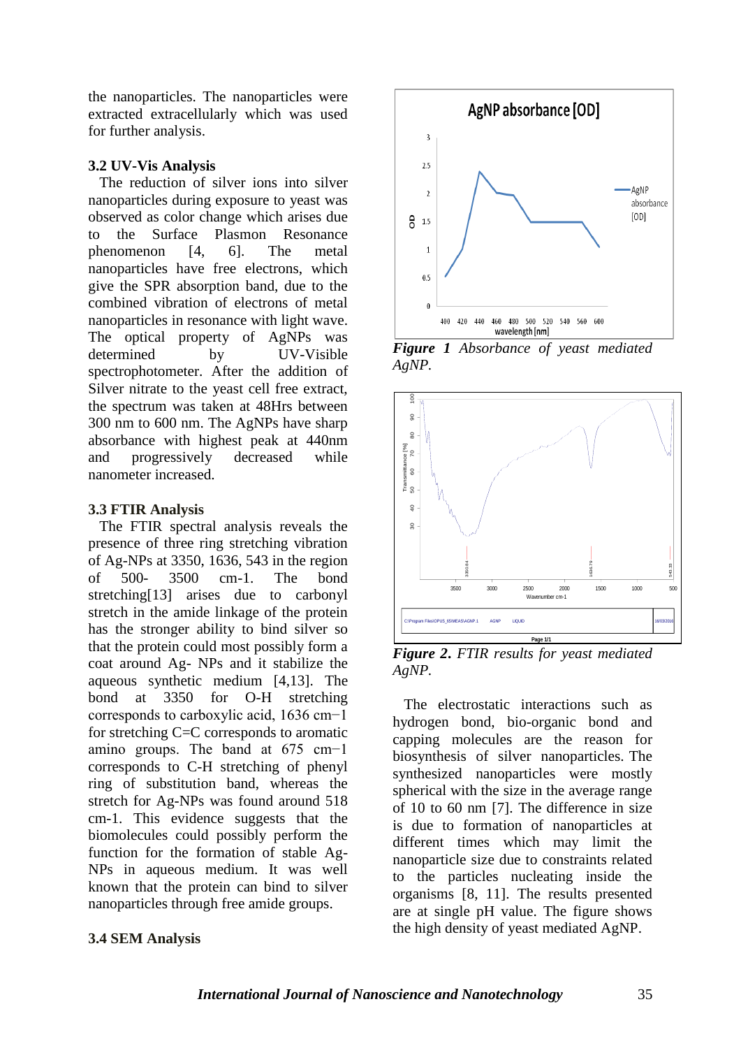the nanoparticles. The nanoparticles were extracted extracellularly which was used for further analysis.

### 3.2 UV-Vis Analysis

The reduction of silver ions into silver nanoparticles during exposure to yeast was observed as color change which arises due to the Surface Plasmon Resonance phenomenon [4, 6]. The metal nanoparticles have free electrons, which give the SPR absorption band, due to the combined vibration of electrons of metal nanoparticles in resonance with light wave. The optical property of AgNPs was determined by UV-Visible spectrophotometer. After the addition of Silver nitrate to the yeast cell free extract, the spectrum was taken at 48Hrs between 300 nm to 600 nm. The AgNPs have sharp absorbance with highest peak at 440nm and progressively decreased while nanometer increased.

### 3.3 FTIR Analysis

The FTIR spectral analysis reveals the presence of three ring stretching vibration of Ag-NPs at 3350, 1636, 543 in the region of 500- 3500 cm-1. The bond stretching[13] arises due to carbonyl stretch in the amide linkage of the protein has the stronger ability to bind silver so that the protein could most possibly form a coat around Ag- NPs and it stabilize the aqueous synthetic medium [4,13]. The bond at 3350 for O-H stretching corresponds to carboxylic acid, 1636 cm−1 for stretching C=C corresponds to aromatic amino groups. The band at 675 cm−1 corresponds to C-H stretching of phenyl ring of substitution band, whereas the stretch for Ag-NPs was found around 518 cm-1. This evidence suggests that the biomolecules could possibly perform the function for the formation of stable Ag-NPs in aqueous medium. It was well known that the protein can bind to silver nanoparticles through free amide groups.

### 3.4 SEM Analysis

***Figure 1*** *Absorbance of yeast mediated AgNP.*

***Figure 2.*** *FTIR results for yeast mediated AgNP.*

The electrostatic interactions such as hydrogen bond, bio-organic bond and capping molecules are the reason for biosynthesis of silver nanoparticles. The synthesized nanoparticles were mostly spherical with the size in the average range of 10 to 60 nm [7]. The difference in size is due to formation of nanoparticles at different times which may limit the nanoparticle size due to constraints related to the particles nucleating inside the organisms [8, 11]. The results presented are at single pH value. The figure shows the high density of yeast mediated AgNP.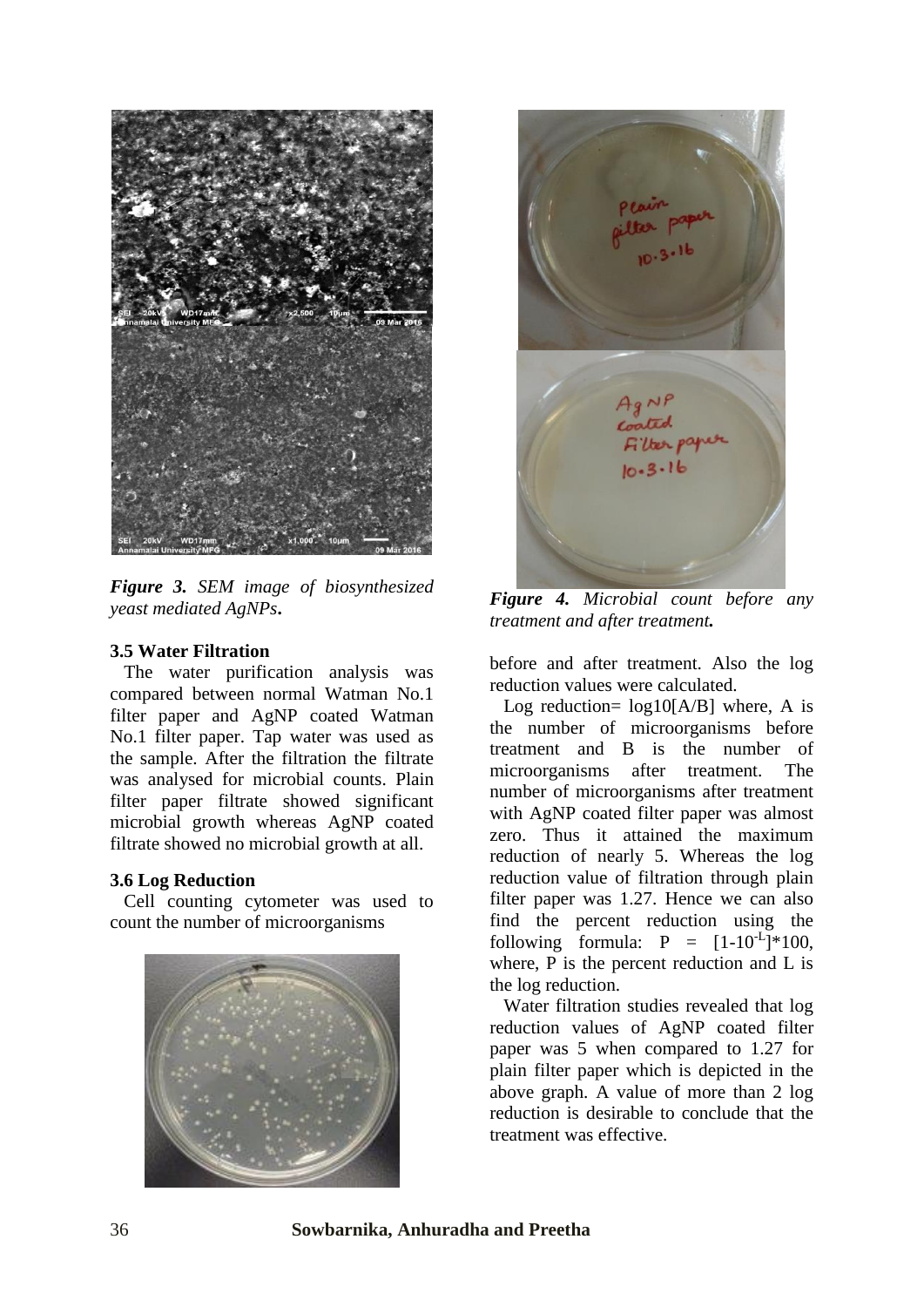*Figure 3. SEM image of biosynthesized yeast mediated AgNPs.*

*Figure 4. Microbial count before any treatment and after treatment.*

### 3.5 Water Filtration

The water purification analysis was compared between normal Watman No.1 filter paper and AgNP coated Watman No.1 filter paper. Tap water was used as the sample. After the filtration the filtrate was analysed for microbial counts. Plain filter paper filtrate showed significant microbial growth whereas AgNP coated filtrate showed no microbial growth at all.

### 3.6 Log Reduction

Cell counting cytometer was used to count the number of microorganisms before and after treatment. Also the log reduction values were calculated.

Log reduction= log10[A/B] where, A is the number of microorganisms before treatment and B is the number of microorganisms after treatment. The number of microorganisms after treatment with AgNP coated filter paper was almost zero. Thus it attained the maximum reduction of nearly 5. Whereas the log reduction value of filtration through plain filter paper was 1.27. Hence we can also find the percent reduction using the following formula: $P = [1-10^{-L}]*100$, where, P is the percent reduction and L is the log reduction.

Water filtration studies revealed that log reduction values of AgNP coated filter paper was 5 when compared to 1.27 for plain filter paper which is depicted in the above graph. A value of more than 2 log reduction is desirable to conclude that the treatment was effective.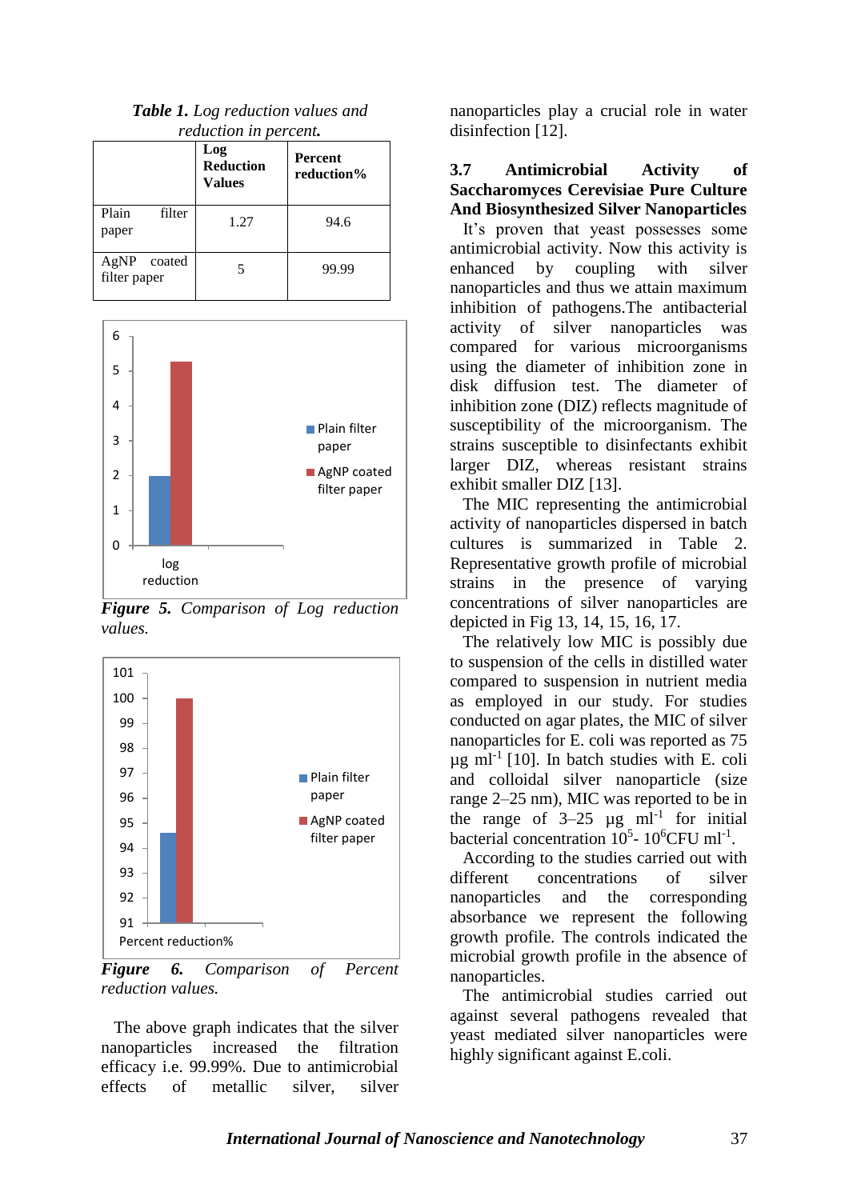***Table 1.*** *Log reduction values and reduction in percent.*

| | Log Reduction Values | Percent reduction% |
|---|---|---|
| Plain filter paper | 1.27 | 94.6 |
| AgNP coated filter paper | 5 | 99.99 |

***Figure 5.*** *Comparison of Log reduction values.*

***Figure 6.*** *Comparison of Percent reduction values.*

The above graph indicates that the silver nanoparticles increased the filtration efficacy i.e. 99.99%. Due to antimicrobial effects of metallic silver, silver nanoparticles play a crucial role in water disinfection [12].

### 3.7 Antimicrobial Activity of Saccharomyces Cerevisiae Pure Culture And Biosynthesized Silver Nanoparticles

It's proven that yeast possesses some antimicrobial activity. Now this activity is enhanced by coupling with silver nanoparticles and thus we attain maximum inhibition of pathogens.The antibacterial activity of silver nanoparticles was compared for various microorganisms using the diameter of inhibition zone in disk diffusion test. The diameter of inhibition zone (DIZ) reflects magnitude of susceptibility of the microorganism. The strains susceptible to disinfectants exhibit larger DIZ, whereas resistant strains exhibit smaller DIZ [13].

The MIC representing the antimicrobial activity of nanoparticles dispersed in batch cultures is summarized in Table 2. Representative growth profile of microbial strains in the presence of varying concentrations of silver nanoparticles are depicted in Fig 13, 14, 15, 16, 17.

The relatively low MIC is possibly due to suspension of the cells in distilled water compared to suspension in nutrient media as employed in our study. For studies conducted on agar plates, the MIC of silver nanoparticles for E. coli was reported as 75 $\mu g\ ml^{-1}$ [10]. In batch studies with E. coli and colloidal silver nanoparticle (size range 2–25 nm), MIC was reported to be in the range of 3–25 $\mu g\ ml^{-1}$ for initial bacterial concentration $10^5$- $10^6$CFU $ml^{-1}$.

According to the studies carried out with different concentrations of silver nanoparticles and the corresponding absorbance we represent the following growth profile. The controls indicated the microbial growth profile in the absence of nanoparticles.

The antimicrobial studies carried out against several pathogens revealed that yeast mediated silver nanoparticles were highly significant against E.coli.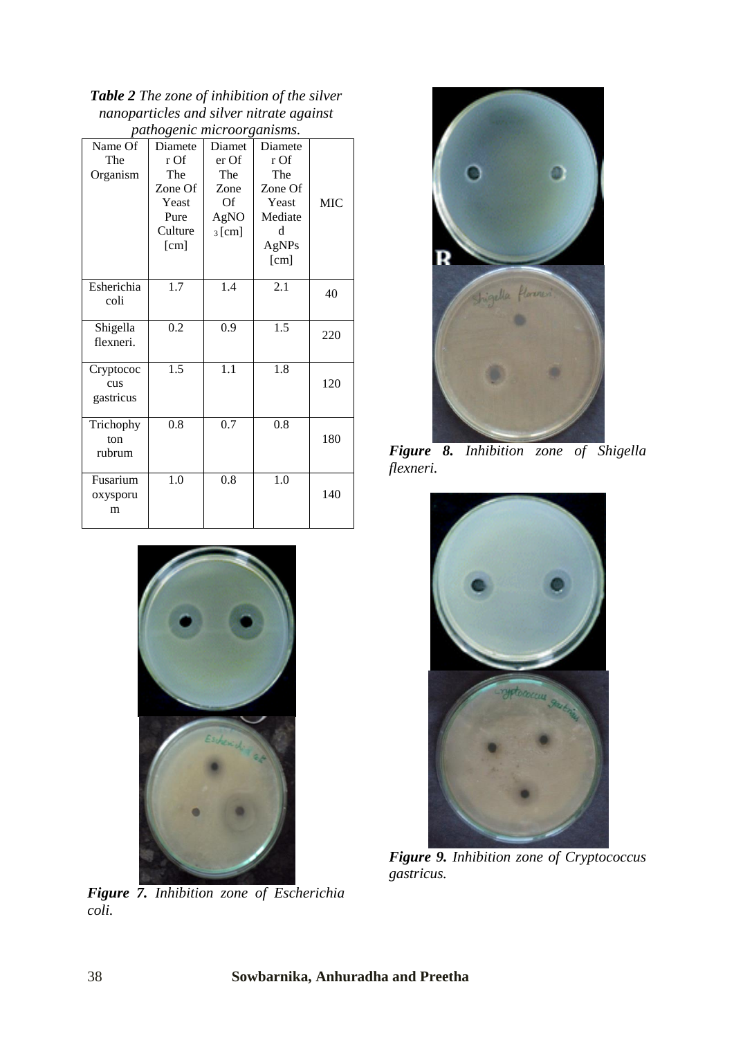***Table 2*** *The zone of inhibition of the silver nanoparticles and silver nitrate against pathogenic microorganisms.*

| Name Of The Organism | Diameter Of The Zone Of Yeast Pure Culture [cm] | Diameter Of The Zone Of $AgNO_3$ [cm] | Diameter Of The Zone Of Yeast Mediated AgNPs [cm] | MIC |
|---|---|---|---|---|
| Esherichia coli | 1.7 | 1.4 | 2.1 | 40 |
| Shigella flexneri. | 0.2 | 0.9 | 1.5 | 220 |
| Cryptococcus gastricus | 1.5 | 1.1 | 1.8 | 120 |
| Trichophyton rubrum | 0.8 | 0.7 | 0.8 | 180 |
| Fusarium oxysporum | 1.0 | 0.8 | 1.0 | 140 |

***Figure 7.*** *Inhibition zone of Escherichia coli.*

***Figure 8.*** *Inhibition zone of Shigella flexneri.*

***Figure 9.*** *Inhibition zone of Cryptococcus gastricus.*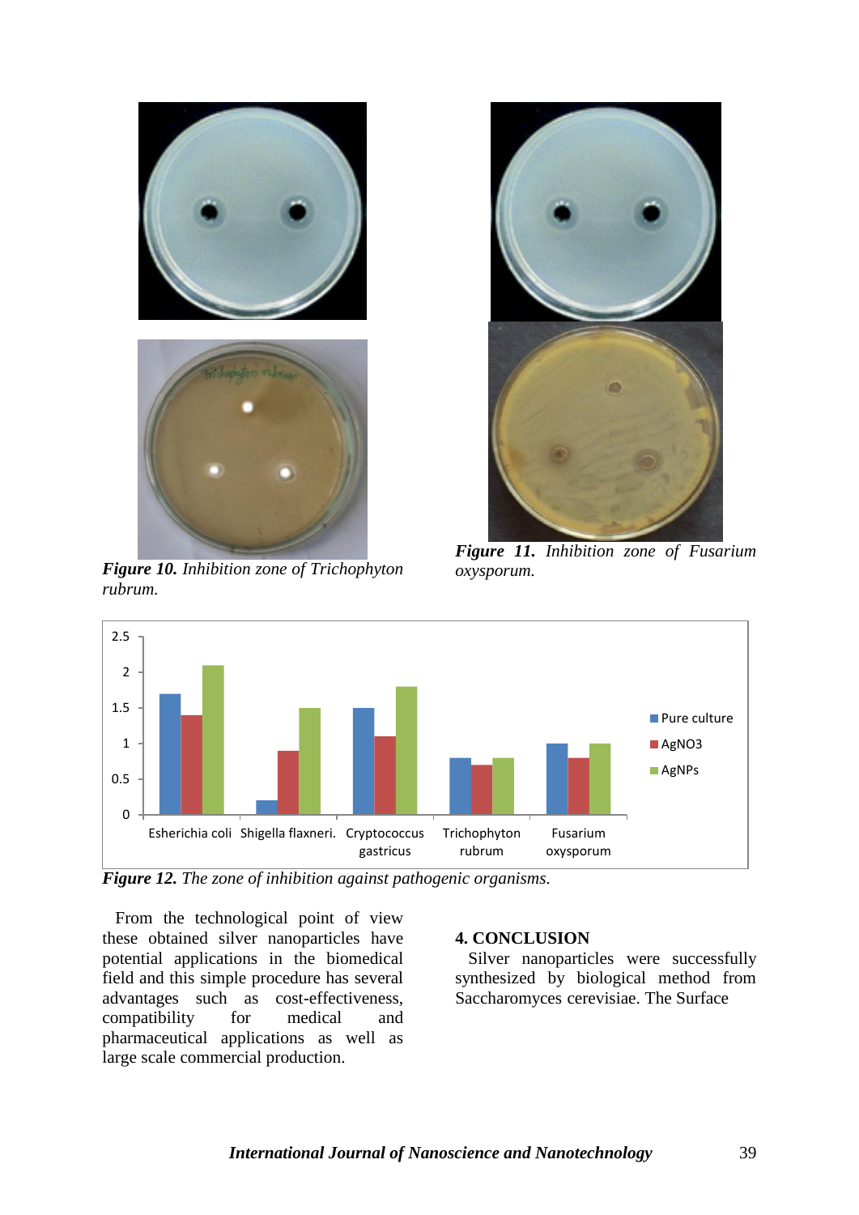*Figure 10. Inhibition zone of Trichophyton rubrum.*

*Figure 11. Inhibition zone of Fusarium oxysporum.*

*Figure 12. The zone of inhibition against pathogenic organisms.*

From the technological point of view these obtained silver nanoparticles have potential applications in the biomedical field and this simple procedure has several advantages such as cost-effectiveness, compatibility for medical and pharmaceutical applications as well as large scale commercial production.

## 4. CONCLUSION

Silver nanoparticles were successfully synthesized by biological method from Saccharomyces cerevisiae. The Surface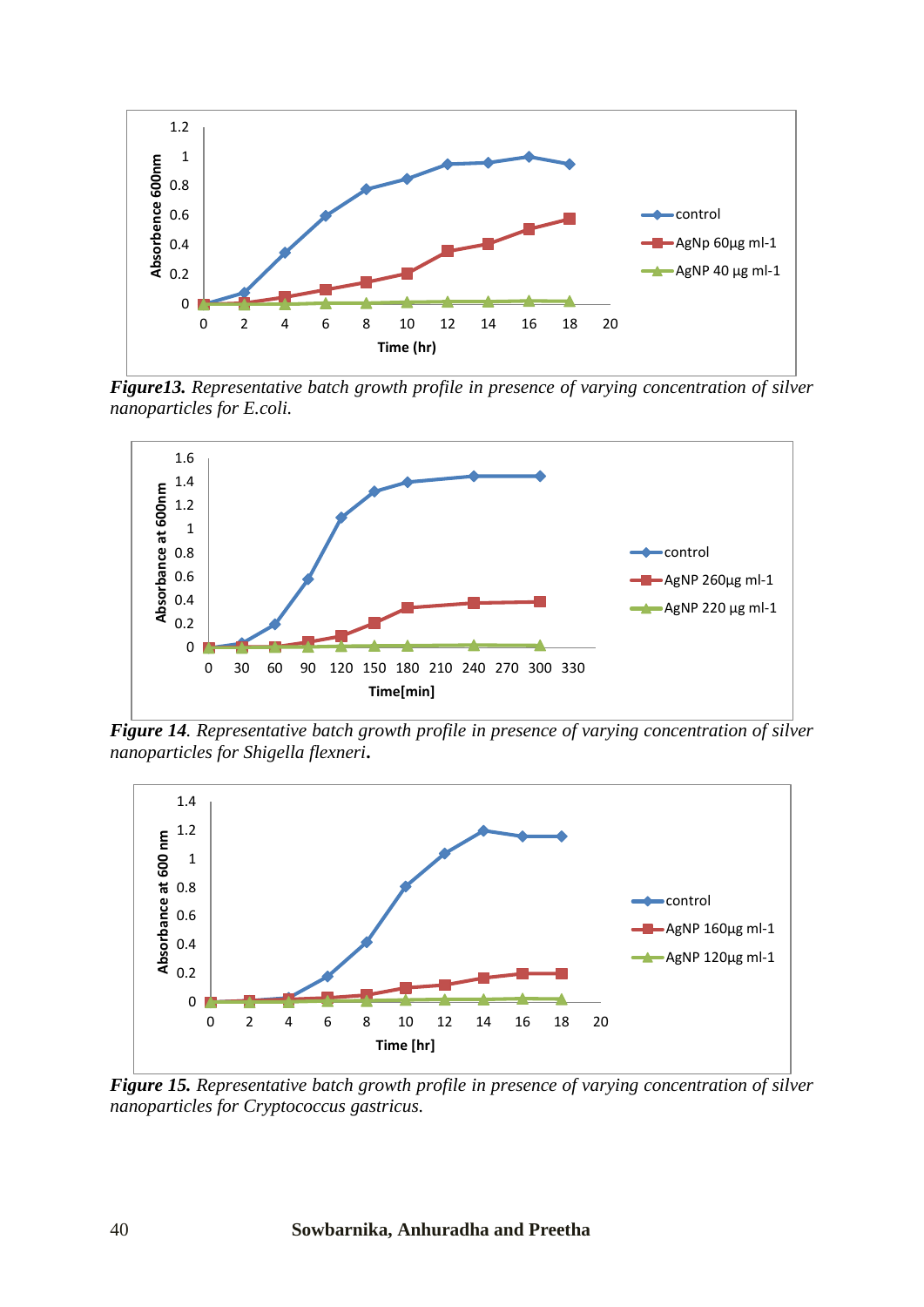***Figure13.*** *Representative batch growth profile in presence of varying concentration of silver nanoparticles for E.coli.*

***Figure 14****. Representative batch growth profile in presence of varying concentration of silver nanoparticles for Shigella flexneri***.**

***Figure 15.*** *Representative batch growth profile in presence of varying concentration of silver nanoparticles for Cryptococcus gastricus.*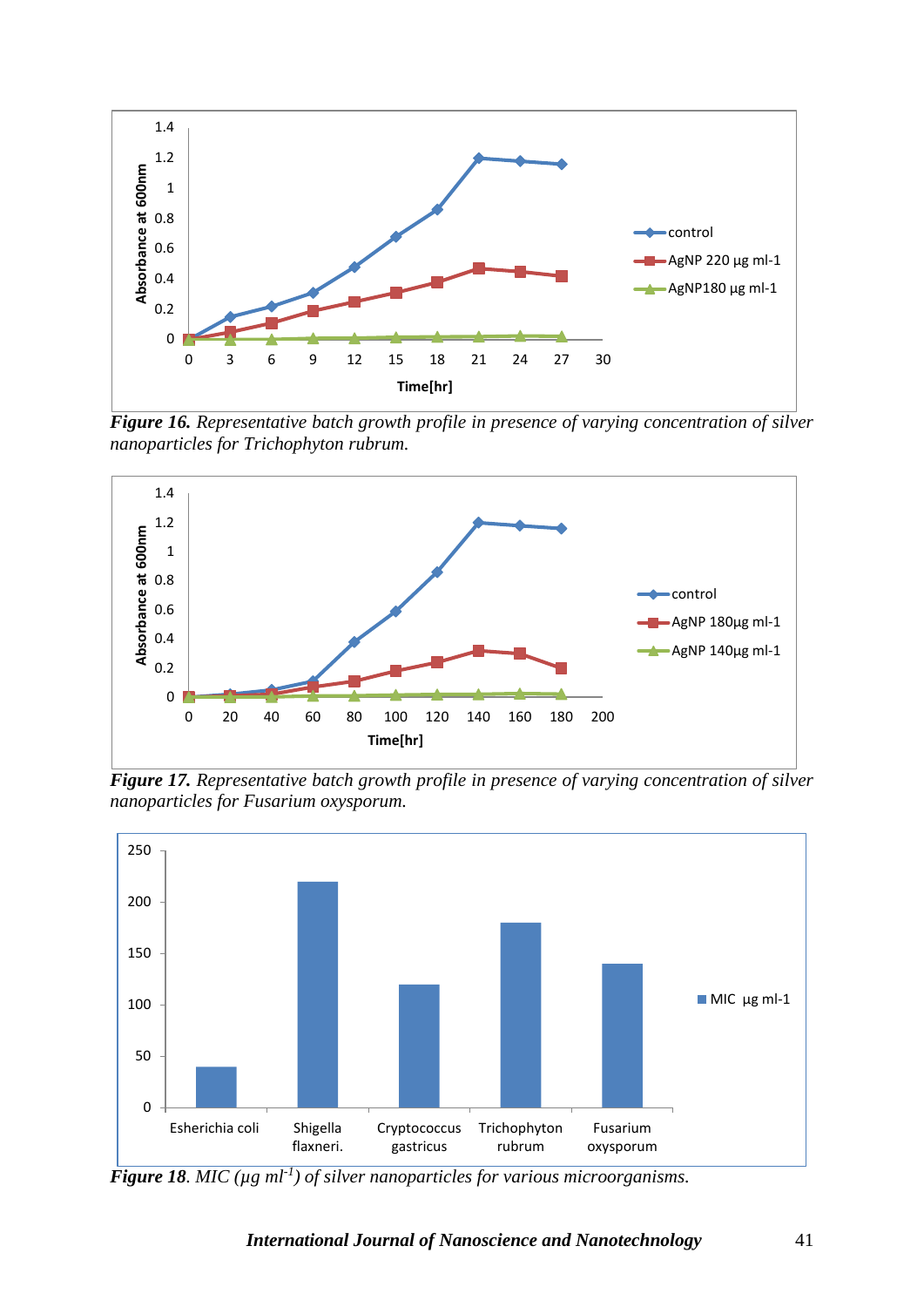***Figure 16.*** *Representative batch growth profile in presence of varying concentration of silver nanoparticles for Trichophyton rubrum.*

***Figure 17.*** *Representative batch growth profile in presence of varying concentration of silver nanoparticles for Fusarium oxysporum.*

***Figure 18****. MIC (µg ml$^{-1}$) of silver nanoparticles for various microorganisms.*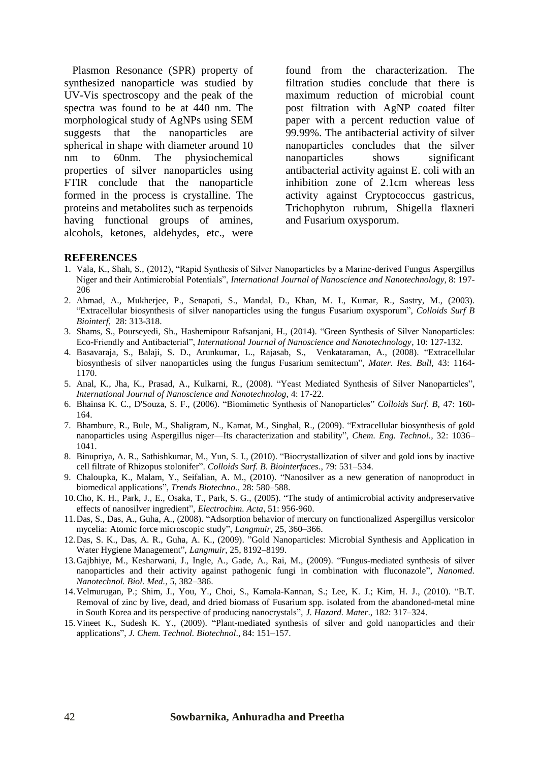Plasmon Resonance (SPR) property of synthesized nanoparticle was studied by UV-Vis spectroscopy and the peak of the spectra was found to be at 440 nm. The morphological study of AgNPs using SEM suggests that the nanoparticles are spherical in shape with diameter around 10 nm to 60nm. The physiochemical properties of silver nanoparticles using FTIR conclude that the nanoparticle formed in the process is crystalline. The proteins and metabolites such as terpenoids having functional groups of amines, alcohols, ketones, aldehydes, etc., were found from the characterization. The filtration studies conclude that there is maximum reduction of microbial count post filtration with AgNP coated filter paper with a percent reduction value of 99.99%. The antibacterial activity of silver nanoparticles concludes that the silver nanoparticles shows significant antibacterial activity against E. coli with an inhibition zone of 2.1cm whereas less activity against Cryptococcus gastricus, Trichophyton rubrum, Shigella flaxneri and Fusarium oxysporum.

## REFERENCES

1. Vala, K., Shah, S., (2012), "Rapid Synthesis of Silver Nanoparticles by a Marine-derived Fungus Aspergillus Niger and their Antimicrobial Potentials", *International Journal of Nanoscience and Nanotechnology,* 8: 197-206
2. Ahmad, A., Mukherjee, P., Senapati, S., Mandal, D., Khan, M. I., Kumar, R., Sastry, M., (2003). "Extracellular biosynthesis of silver nanoparticles using the fungus Fusarium oxysporum", *Colloids Surf B Biointerf,* 28: 313-318.
3. Shams, S., Pourseyedi, Sh., Hashemipour Rafsanjani, H., (2014). "Green Synthesis of Silver Nanoparticles: Eco-Friendly and Antibacterial", *International Journal of Nanoscience and Nanotechnology*, 10: 127-132.
4. Basavaraja, S., Balaji, S. D., Arunkumar, L., Rajasab, S., Venkataraman, A., (2008). "Extracellular biosynthesis of silver nanoparticles using the fungus Fusarium semitectum", *Mater. Res. Bull,* 43: 1164-1170.
5. Anal, K., Jha, K., Prasad, A., Kulkarni, R., (2008). "Yeast Mediated Synthesis of Silver Nanoparticles", *International Journal of Nanoscience and Nanotechnolog,* 4: 17-22.
6. Bhainsa K. C., D'Souza, S. F., (2006). "Biomimetic Synthesis of Nanoparticles" *Colloids Surf. B,* 47: 160-164.
7. Bhambure, R., Bule, M., Shaligram, N., Kamat, M., Singhal, R., (2009). "Extracellular biosynthesis of gold nanoparticles using Aspergillus niger—Its characterization and stability", *Chem. Eng. Technol.*, 32: 1036–1041.
8. Binupriya, A. R., Sathishkumar, M., Yun, S. I., (2010). "Biocrystallization of silver and gold ions by inactive cell filtrate of Rhizopus stolonifer". *Colloids Surf. B. Biointerfaces*., 79: 531–534.
9. Chaloupka, K., Malam, Y., Seifalian, A. M., (2010). "Nanosilver as a new generation of nanoproduct in biomedical applications", *Trends Biotechno.,* 28: 580–588.
10. Cho, K. H., Park, J., E., Osaka, T., Park, S. G., (2005). "The study of antimicrobial activity andpreservative effects of nanosilver ingredient", *Electrochim. Acta*, 51: 956-960.
11. Das, S., Das, A., Guha, A., (2008). "Adsorption behavior of mercury on functionalized Aspergillus versicolor mycelia: Atomic force microscopic study", *Langmuir*, 25, 360–366.
12. Das, S. K., Das, A. R., Guha, A. K., (2009). "Gold Nanoparticles: Microbial Synthesis and Application in Water Hygiene Management", *Langmuir*, 25, 8192–8199.
13. Gajbhiye, M., Kesharwani, J., Ingle, A., Gade, A., Rai, M., (2009). "Fungus-mediated synthesis of silver nanoparticles and their activity against pathogenic fungi in combination with fluconazole", *Nanomed. Nanotechnol. Biol. Med.*, 5, 382–386.
14. Velmurugan, P.; Shim, J., You, Y., Choi, S., Kamala-Kannan, S.; Lee, K. J.; Kim, H. J., (2010). "B.T. Removal of zinc by live, dead, and dried biomass of Fusarium spp. isolated from the abandoned-metal mine in South Korea and its perspective of producing nanocrystals", *J. Hazard. Mater*., 182: 317–324.
15. Vineet K., Sudesh K. Y., (2009). "Plant-mediated synthesis of silver and gold nanoparticles and their applications", *J. Chem. Technol. Biotechnol*., 84: 151–157.